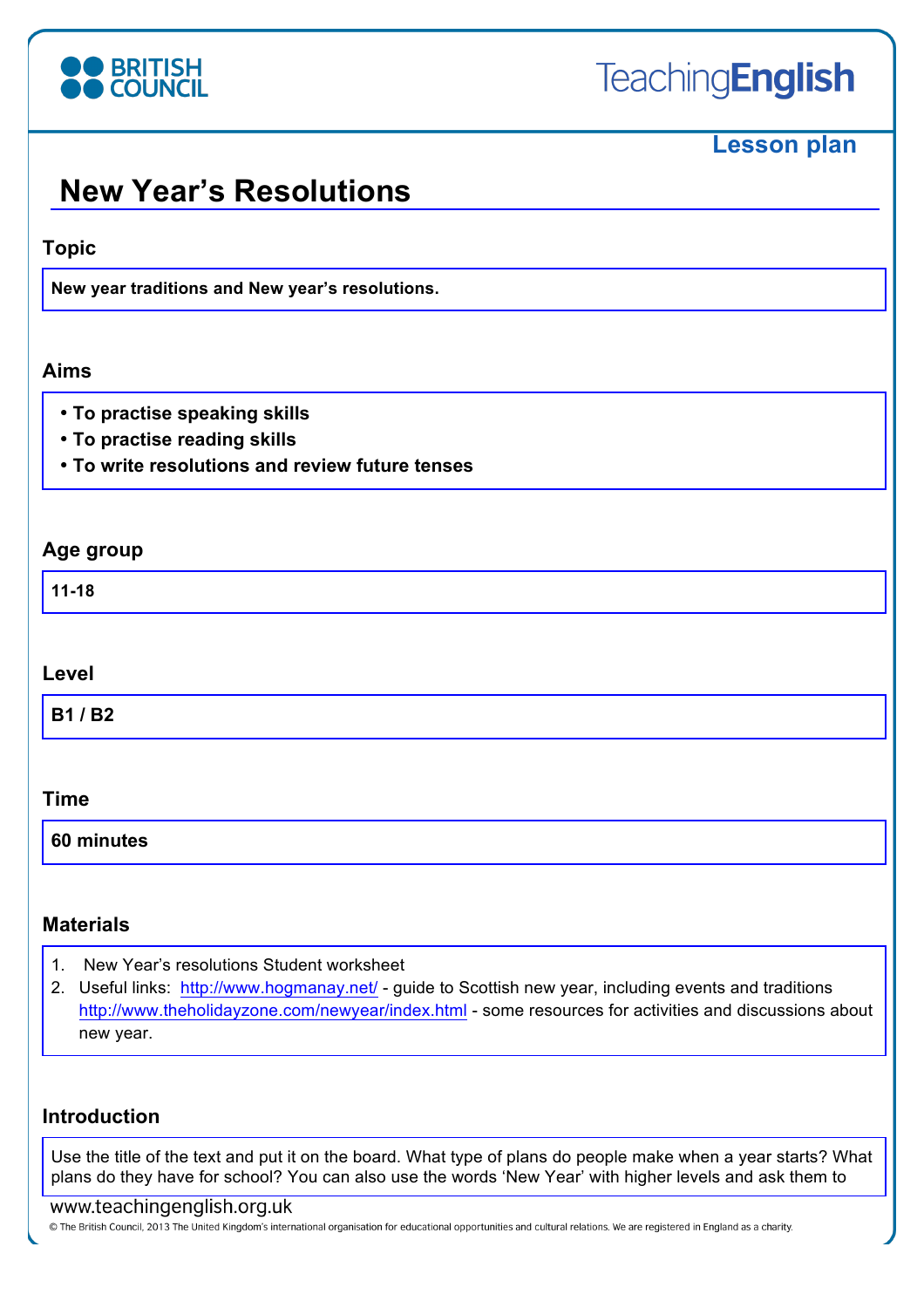Lesson plan

# New Year's Resolutions

## Topic

**New year traditions and New year's resolutions.**

## Aims

- **To practise speaking skills**
- **To practise reading skills**
- **To write resolutions and review future tenses**

## Age group

**11-18**

## Level

**B1 / B2**

## Time

**60 minutes**

## Materials

1. New Year's resolutions Student worksheet
2. Useful links: http://www.hogmanay.net/ - guide to Scottish new year, including events and traditions http://www.theholidayzone.com/newyear/index.html - some resources for activities and discussions about new year.

## Introduction

Use the title of the text and put it on the board. What type of plans do people make when a year starts? What plans do they have for school? You can also use the words 'New Year' with higher levels and ask them to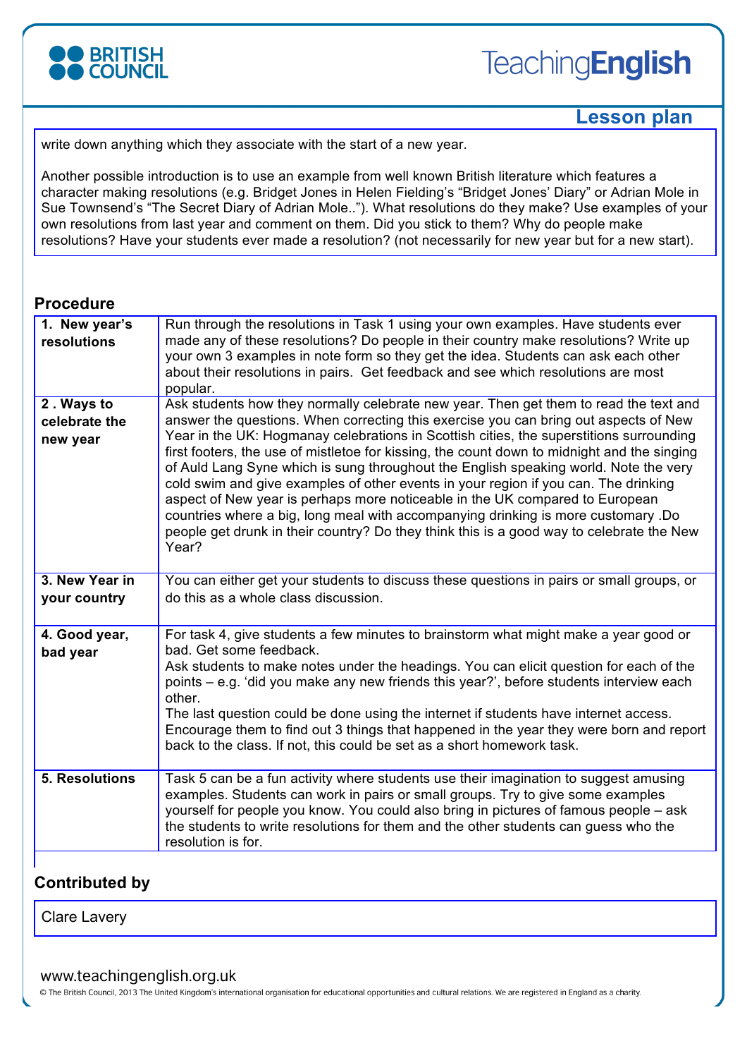write down anything which they associate with the start of a new year.

Another possible introduction is to use an example from well known British literature which features a character making resolutions (e.g. Bridget Jones in Helen Fielding's "Bridget Jones' Diary" or Adrian Mole in Sue Townsend's "The Secret Diary of Adrian Mole.."). What resolutions do they make? Use examples of your own resolutions from last year and comment on them. Did you stick to them? Why do people make resolutions? Have your students ever made a resolution? (not necessarily for new year but for a new start).

## Procedure

| | |
|---|---|
| **1. New year's resolutions** | Run through the resolutions in Task 1 using your own examples. Have students ever made any of these resolutions? Do people in their country make resolutions? Write up your own 3 examples in note form so they get the idea. Students can ask each other about their resolutions in pairs. Get feedback and see which resolutions are most popular. |
| **2 . Ways to celebrate the new year** | Ask students how they normally celebrate new year. Then get them to read the text and answer the questions. When correcting this exercise you can bring out aspects of New Year in the UK: Hogmanay celebrations in Scottish cities, the superstitions surrounding first footers, the use of mistletoe for kissing, the count down to midnight and the singing of Auld Lang Syne which is sung throughout the English speaking world. Note the very cold swim and give examples of other events in your region if you can. The drinking aspect of New year is perhaps more noticeable in the UK compared to European countries where a big, long meal with accompanying drinking is more customary .Do people get drunk in their country? Do they think this is a good way to celebrate the New Year? |
| **3. New Year in your country** | You can either get your students to discuss these questions in pairs or small groups, or do this as a whole class discussion. |
| **4. Good year, bad year** | For task 4, give students a few minutes to brainstorm what might make a year good or bad. Get some feedback.<br>Ask students to make notes under the headings. You can elicit question for each of the points – e.g. 'did you make any new friends this year?', before students interview each other.<br>The last question could be done using the internet if students have internet access. Encourage them to find out 3 things that happened in the year they were born and report back to the class. If not, this could be set as a short homework task. |
| **5. Resolutions** | Task 5 can be a fun activity where students use their imagination to suggest amusing examples. Students can work in pairs or small groups. Try to give some examples yourself for people you know. You could also bring in pictures of famous people – ask the students to write resolutions for them and the other students can guess who the resolution is for. |

## Contributed by

Clare Lavery